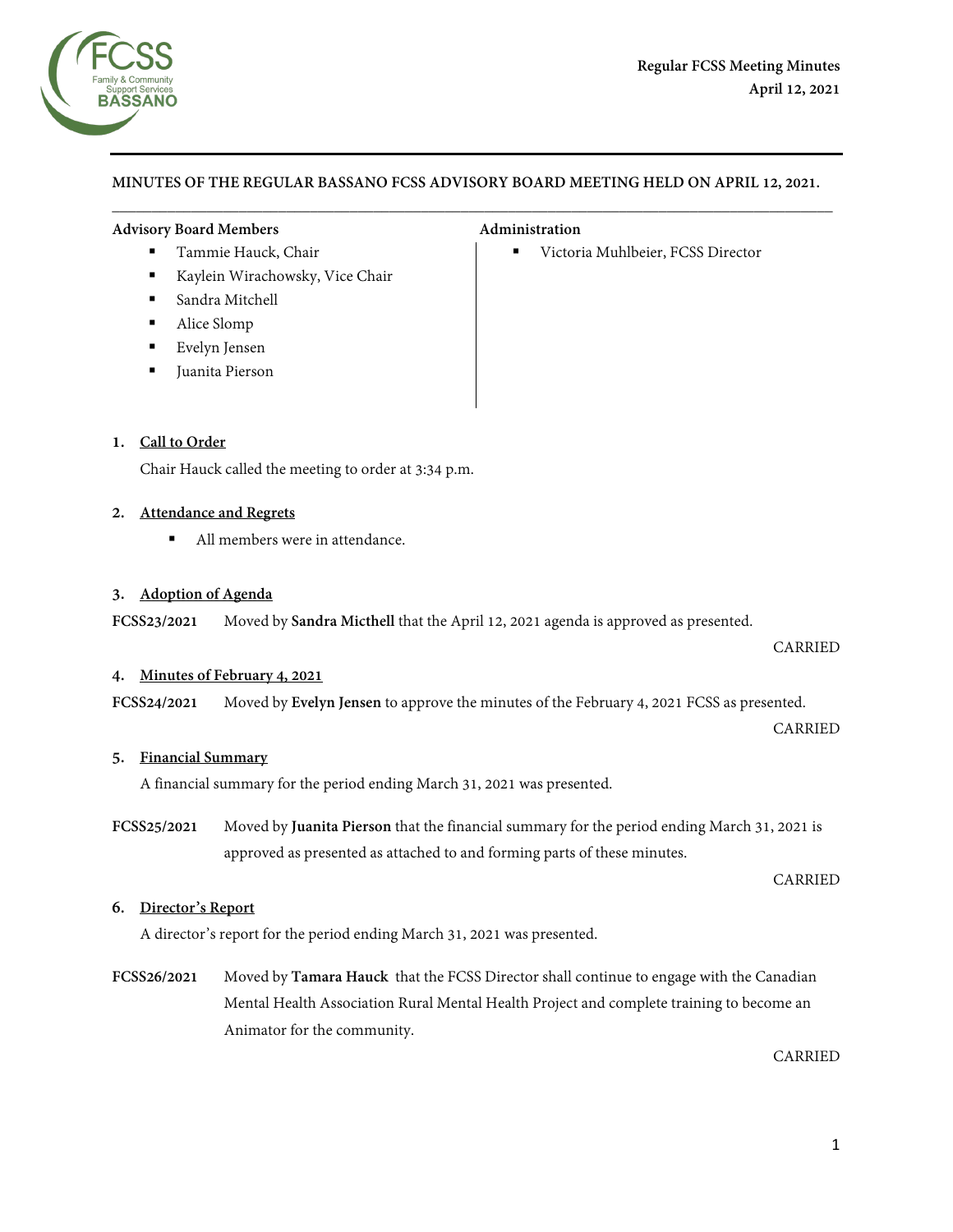**Regular FCSS Meeting Minutes**
**April 12, 2021**

**MINUTES OF THE REGULAR BASSANO FCSS ADVISORY BOARD MEETING HELD ON APRIL 12, 2021.**

**Advisory Board Members**

- Tammie Hauck, Chair
- Kaylein Wirachowsky, Vice Chair
- Sandra Mitchell
- Alice Slomp
- Evelyn Jensen
- Juanita Pierson

**Administration**

- Victoria Muhlbeier, FCSS Director

1. **Call to Order**

Chair Hauck called the meeting to order at 3:34 p.m.

2. **Attendance and Regrets**

- All members were in attendance.

3. **Adoption of Agenda**

**FCSS23/2021** Moved by **Sandra Micthell** that the April 12, 2021 agenda is approved as presented.

CARRIED

4. **Minutes of February 4, 2021**

**FCSS24/2021** Moved by **Evelyn Jensen** to approve the minutes of the February 4, 2021 FCSS as presented.

CARRIED

5. **Financial Summary**

A financial summary for the period ending March 31, 2021 was presented.

**FCSS25/2021** Moved by **Juanita Pierson** that the financial summary for the period ending March 31, 2021 is approved as presented as attached to and forming parts of these minutes.

CARRIED

6. **Director's Report**

A director's report for the period ending March 31, 2021 was presented.

**FCSS26/2021** Moved by **Tamara Hauck** that the FCSS Director shall continue to engage with the Canadian Mental Health Association Rural Mental Health Project and complete training to become an Animator for the community.

CARRIED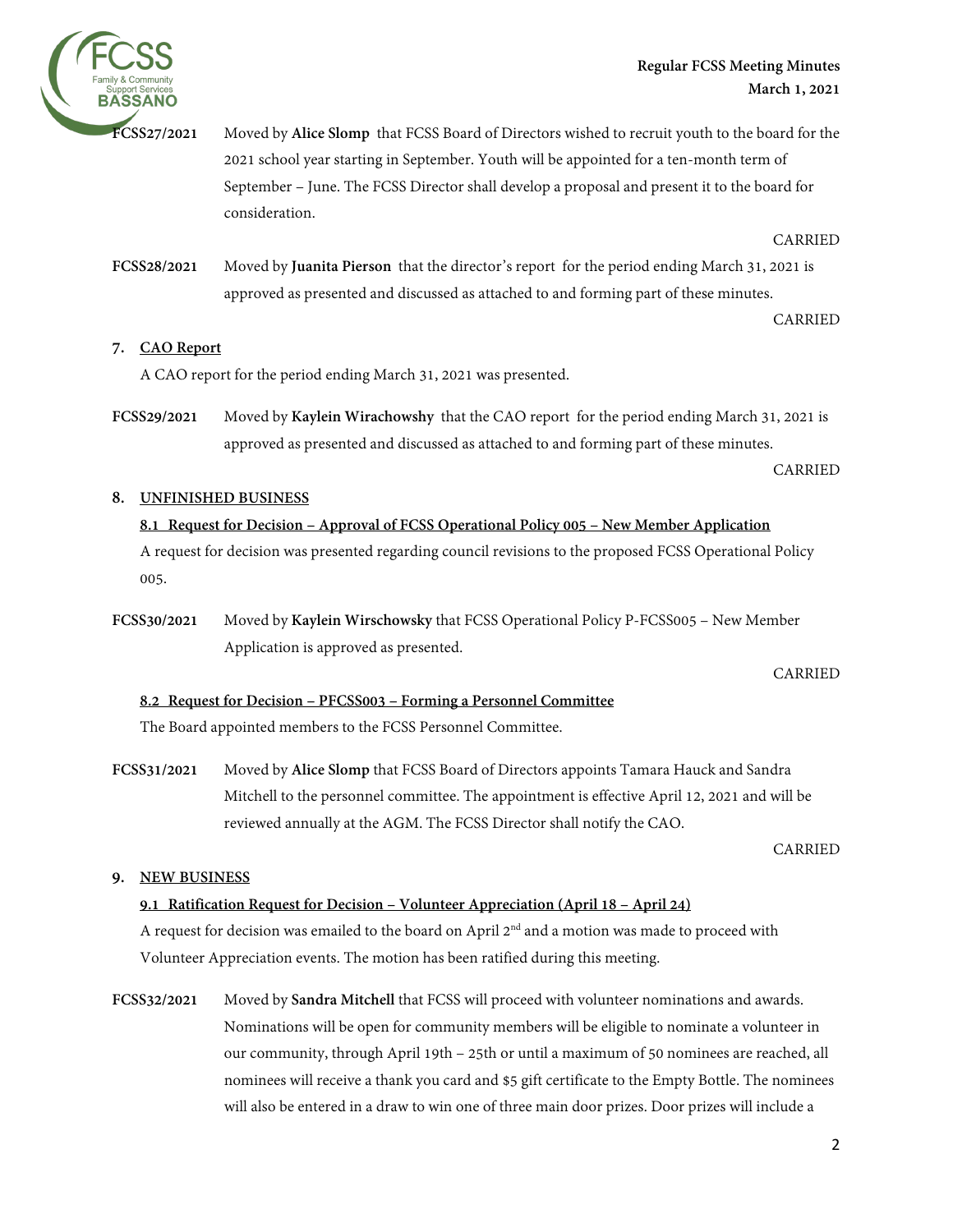FCSS27/2021 Moved by **Alice Slomp** that FCSS Board of Directors wished to recruit youth to the board for the 2021 school year starting in September. Youth will be appointed for a ten-month term of September – June. The FCSS Director shall develop a proposal and present it to the board for consideration.

CARRIED

FCSS28/2021 Moved by **Juanita Pierson** that the director's report for the period ending March 31, 2021 is approved as presented and discussed as attached to and forming part of these minutes.

CARRIED

## 7. CAO Report

A CAO report for the period ending March 31, 2021 was presented.

FCSS29/2021 Moved by **Kaylein Wirachowshy** that the CAO report for the period ending March 31, 2021 is approved as presented and discussed as attached to and forming part of these minutes.

CARRIED

## 8. UNFINISHED BUSINESS

### 8.1 Request for Decision – Approval of FCSS Operational Policy 005 – New Member Application

A request for decision was presented regarding council revisions to the proposed FCSS Operational Policy 005.

FCSS30/2021 Moved by **Kaylein Wirschowsky** that FCSS Operational Policy P-FCSS005 – New Member Application is approved as presented.

CARRIED

### 8.2 Request for Decision – PFCSS003 – Forming a Personnel Committee

The Board appointed members to the FCSS Personnel Committee.

FCSS31/2021 Moved by **Alice Slomp** that FCSS Board of Directors appoints Tamara Hauck and Sandra Mitchell to the personnel committee. The appointment is effective April 12, 2021 and will be reviewed annually at the AGM. The FCSS Director shall notify the CAO.

CARRIED

## 9. NEW BUSINESS

### 9.1 Ratification Request for Decision – Volunteer Appreciation (April 18 – April 24)

A request for decision was emailed to the board on April 2nd and a motion was made to proceed with Volunteer Appreciation events. The motion has been ratified during this meeting.

FCSS32/2021 Moved by **Sandra Mitchell** that FCSS will proceed with volunteer nominations and awards. Nominations will be open for community members will be eligible to nominate a volunteer in our community, through April 19th – 25th or until a maximum of 50 nominees are reached, all nominees will receive a thank you card and $5 gift certificate to the Empty Bottle. The nominees will also be entered in a draw to win one of three main door prizes. Door prizes will include a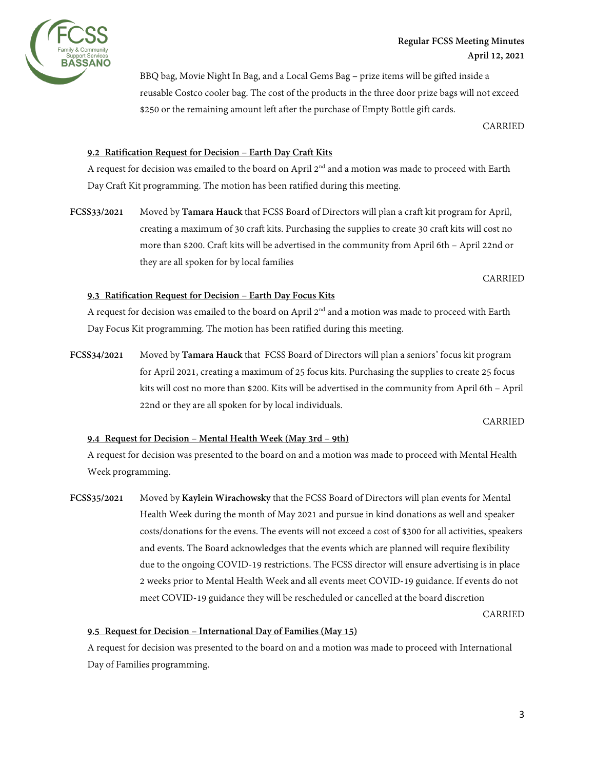BBQ bag, Movie Night In Bag, and a Local Gems Bag – prize items will be gifted inside a reusable Costco cooler bag. The cost of the products in the three door prize bags will not exceed $250 or the remaining amount left after the purchase of Empty Bottle gift cards.

CARRIED

**9.2 Ratification Request for Decision – Earth Day Craft Kits**

A request for decision was emailed to the board on April 2nd and a motion was made to proceed with Earth Day Craft Kit programming. The motion has been ratified during this meeting.

**FCSS33/2021** Moved by **Tamara Hauck** that FCSS Board of Directors will plan a craft kit program for April, creating a maximum of 30 craft kits. Purchasing the supplies to create 30 craft kits will cost no more than $200. Craft kits will be advertised in the community from April 6th – April 22nd or they are all spoken for by local families

CARRIED

**9.3 Ratification Request for Decision – Earth Day Focus Kits**

A request for decision was emailed to the board on April 2nd and a motion was made to proceed with Earth Day Focus Kit programming. The motion has been ratified during this meeting.

**FCSS34/2021** Moved by **Tamara Hauck** that FCSS Board of Directors will plan a seniors' focus kit program for April 2021, creating a maximum of 25 focus kits. Purchasing the supplies to create 25 focus kits will cost no more than $200. Kits will be advertised in the community from April 6th – April 22nd or they are all spoken for by local individuals.

CARRIED

**9.4 Request for Decision – Mental Health Week (May 3rd – 9th)**

A request for decision was presented to the board on and a motion was made to proceed with Mental Health Week programming.

**FCSS35/2021** Moved by **Kaylein Wirachowsky** that the FCSS Board of Directors will plan events for Mental Health Week during the month of May 2021 and pursue in kind donations as well and speaker costs/donations for the evens. The events will not exceed a cost of $300 for all activities, speakers and events. The Board acknowledges that the events which are planned will require flexibility due to the ongoing COVID-19 restrictions. The FCSS director will ensure advertising is in place 2 weeks prior to Mental Health Week and all events meet COVID-19 guidance. If events do not meet COVID-19 guidance they will be rescheduled or cancelled at the board discretion

CARRIED

**9.5 Request for Decision – International Day of Families (May 15)**

A request for decision was presented to the board on and a motion was made to proceed with International Day of Families programming.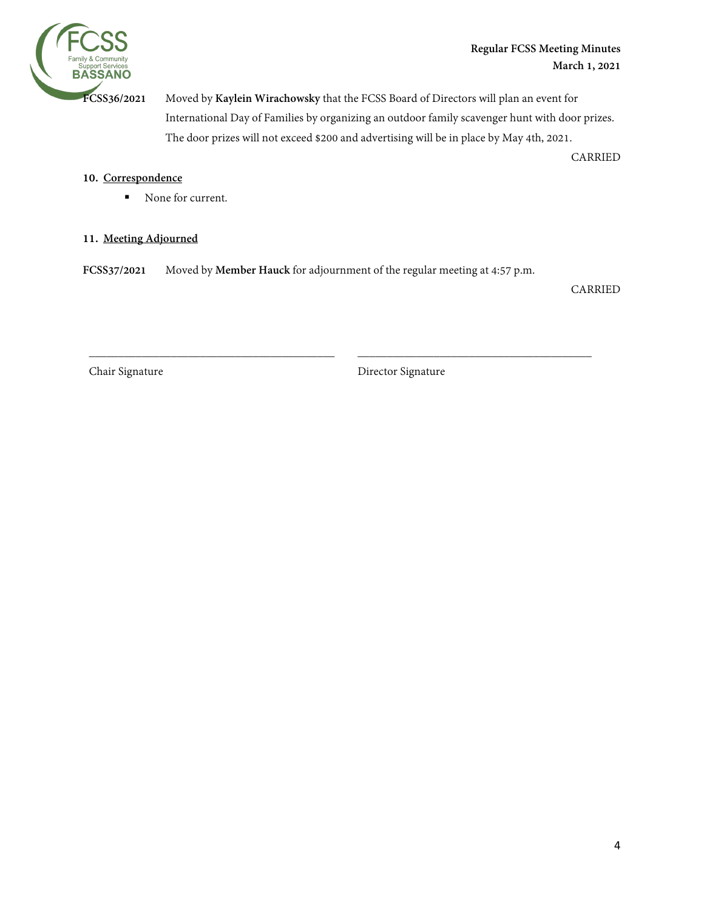**FCSS36/2021** Moved by **Kaylein Wirachowsky** that the FCSS Board of Directors will plan an event for International Day of Families by organizing an outdoor family scavenger hunt with door prizes. The door prizes will not exceed $200 and advertising will be in place by May 4th, 2021.

CARRIED

**10. Correspondence**

- None for current.

**11. Meeting Adjourned**

**FCSS37/2021** Moved by **Member Hauck** for adjournment of the regular meeting at 4:57 p.m.

CARRIED

\_\_\_\_\_\_\_\_\_\_\_\_\_\_\_\_\_\_\_\_\_\_\_\_\_\_\_\_\_\_\_\_\_\_\_\_\_\_\_\_\_\_ \_\_\_\_\_\_\_\_\_\_\_\_\_\_\_\_\_\_\_\_\_\_\_\_\_\_\_\_\_\_\_\_\_\_\_\_\_\_\_\_\_\_

Chair Signature Director Signature